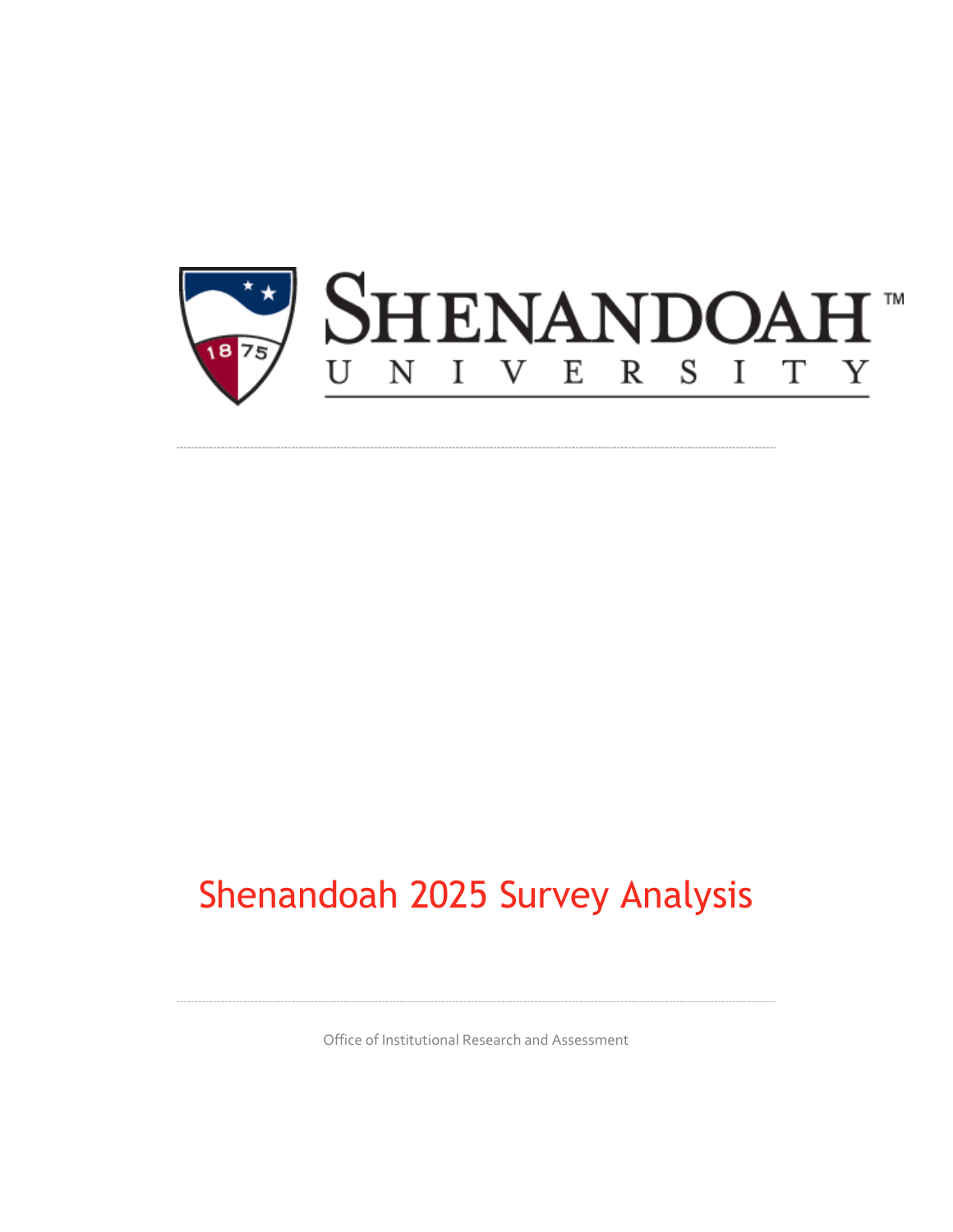# Shenandoah University

# Shenandoah 2025 Survey Analysis

Office of Institutional Research and Assessment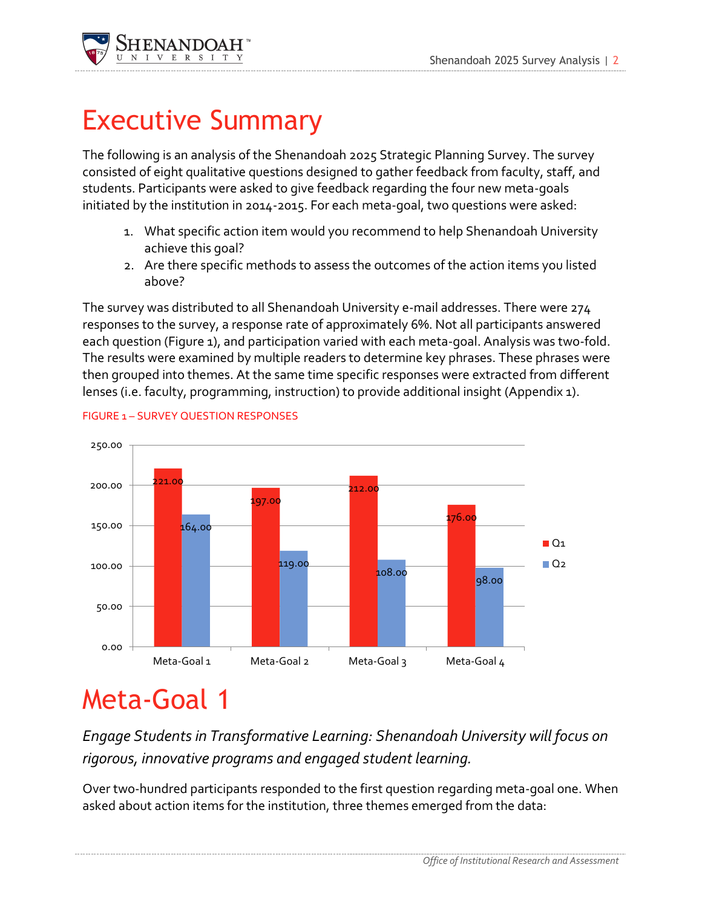# Executive Summary

The following is an analysis of the Shenandoah 2025 Strategic Planning Survey. The survey consisted of eight qualitative questions designed to gather feedback from faculty, staff, and students. Participants were asked to give feedback regarding the four new meta-goals initiated by the institution in 2014-2015. For each meta-goal, two questions were asked:

1. What specific action item would you recommend to help Shenandoah University achieve this goal?
2. Are there specific methods to assess the outcomes of the action items you listed above?

The survey was distributed to all Shenandoah University e-mail addresses. There were 274 responses to the survey, a response rate of approximately 6%. Not all participants answered each question (Figure 1), and participation varied with each meta-goal. Analysis was two-fold. The results were examined by multiple readers to determine key phrases. These phrases were then grouped into themes. At the same time specific responses were extracted from different lenses (i.e. faculty, programming, instruction) to provide additional insight (Appendix 1).

FIGURE 1 – SURVEY QUESTION RESPONSES

| | Q1 | Q2 |
|---|---|---|
| Meta-Goal 1 | 221.00 | 164.00 |
| Meta-Goal 2 | 197.00 | 119.00 |
| Meta-Goal 3 | 212.00 | 108.00 |
| Meta-Goal 4 | 176.00 | 98.00 |

# Meta-Goal 1

*Engage Students in Transformative Learning: Shenandoah University will focus on rigorous, innovative programs and engaged student learning.*

Over two-hundred participants responded to the first question regarding meta-goal one. When asked about action items for the institution, three themes emerged from the data: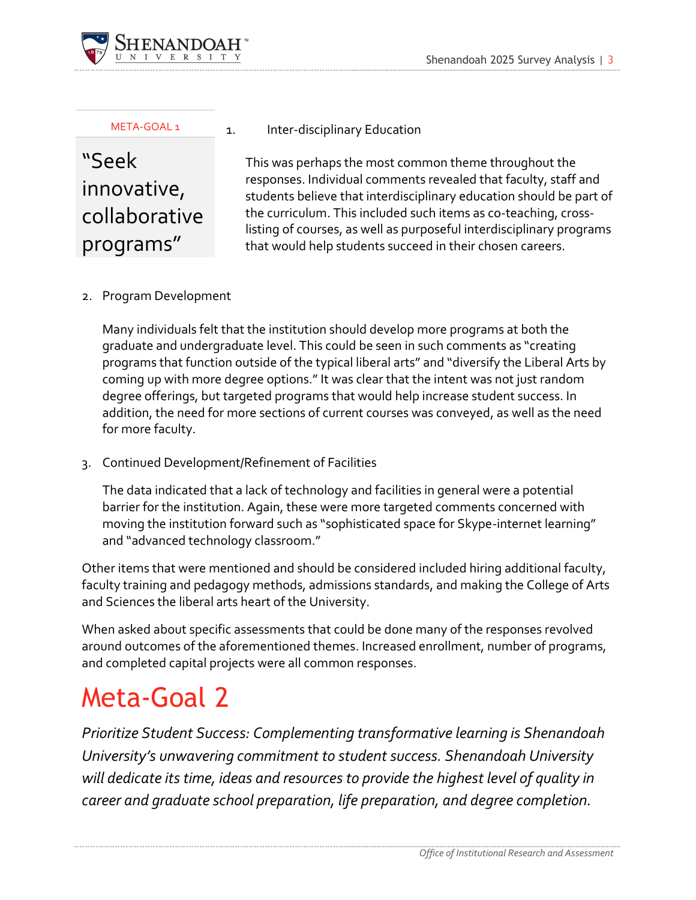META-GOAL 1

“Seek innovative, collaborative programs”

1. Inter-disciplinary Education

   This was perhaps the most common theme throughout the responses. Individual comments revealed that faculty, staff and students believe that interdisciplinary education should be part of the curriculum. This included such items as co-teaching, cross-listing of courses, as well as purposeful interdisciplinary programs that would help students succeed in their chosen careers.

2. Program Development

   Many individuals felt that the institution should develop more programs at both the graduate and undergraduate level. This could be seen in such comments as “creating programs that function outside of the typical liberal arts” and “diversify the Liberal Arts by coming up with more degree options.” It was clear that the intent was not just random degree offerings, but targeted programs that would help increase student success. In addition, the need for more sections of current courses was conveyed, as well as the need for more faculty.

3. Continued Development/Refinement of Facilities

   The data indicated that a lack of technology and facilities in general were a potential barrier for the institution. Again, these were more targeted comments concerned with moving the institution forward such as “sophisticated space for Skype-internet learning” and “advanced technology classroom.”

Other items that were mentioned and should be considered included hiring additional faculty, faculty training and pedagogy methods, admissions standards, and making the College of Arts and Sciences the liberal arts heart of the University.

When asked about specific assessments that could be done many of the responses revolved around outcomes of the aforementioned themes. Increased enrollment, number of programs, and completed capital projects were all common responses.

# Meta-Goal 2

*Prioritize Student Success: Complementing transformative learning is Shenandoah University’s unwavering commitment to student success. Shenandoah University will dedicate its time, ideas and resources to provide the highest level of quality in career and graduate school preparation, life preparation, and degree completion.*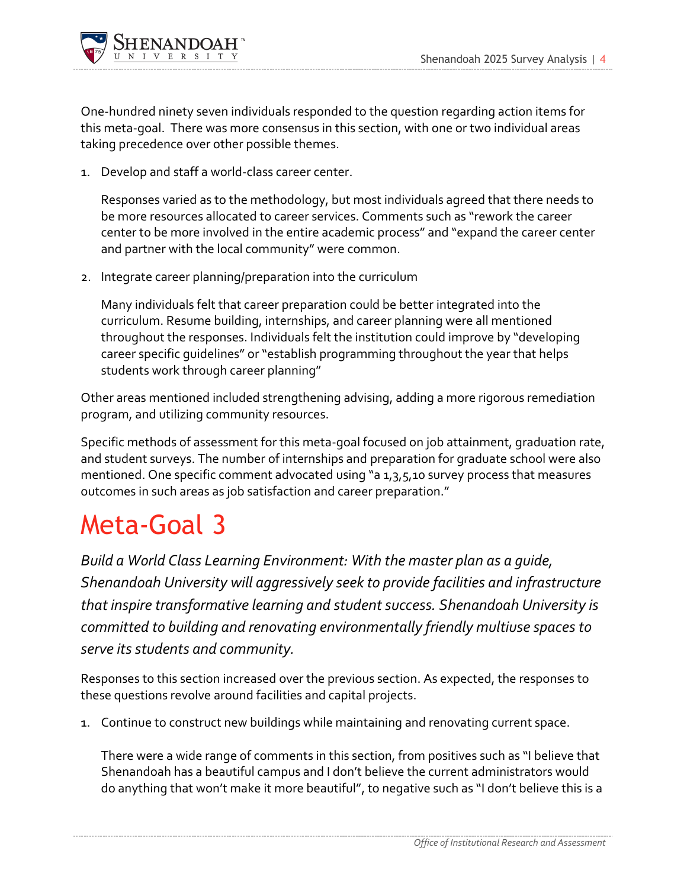One-hundred ninety seven individuals responded to the question regarding action items for this meta-goal. There was more consensus in this section, with one or two individual areas taking precedence over other possible themes.

1. Develop and staff a world-class career center.

   Responses varied as to the methodology, but most individuals agreed that there needs to be more resources allocated to career services. Comments such as "rework the career center to be more involved in the entire academic process" and "expand the career center and partner with the local community" were common.

2. Integrate career planning/preparation into the curriculum

   Many individuals felt that career preparation could be better integrated into the curriculum. Resume building, internships, and career planning were all mentioned throughout the responses. Individuals felt the institution could improve by "developing career specific guidelines" or "establish programming throughout the year that helps students work through career planning"

Other areas mentioned included strengthening advising, adding a more rigorous remediation program, and utilizing community resources.

Specific methods of assessment for this meta-goal focused on job attainment, graduation rate, and student surveys. The number of internships and preparation for graduate school were also mentioned. One specific comment advocated using "a 1,3,5,10 survey process that measures outcomes in such areas as job satisfaction and career preparation."

# Meta-Goal 3

*Build a World Class Learning Environment: With the master plan as a guide, Shenandoah University will aggressively seek to provide facilities and infrastructure that inspire transformative learning and student success. Shenandoah University is committed to building and renovating environmentally friendly multiuse spaces to serve its students and community.*

Responses to this section increased over the previous section. As expected, the responses to these questions revolve around facilities and capital projects.

1. Continue to construct new buildings while maintaining and renovating current space.

   There were a wide range of comments in this section, from positives such as "I believe that Shenandoah has a beautiful campus and I don't believe the current administrators would do anything that won't make it more beautiful", to negative such as "I don't believe this is a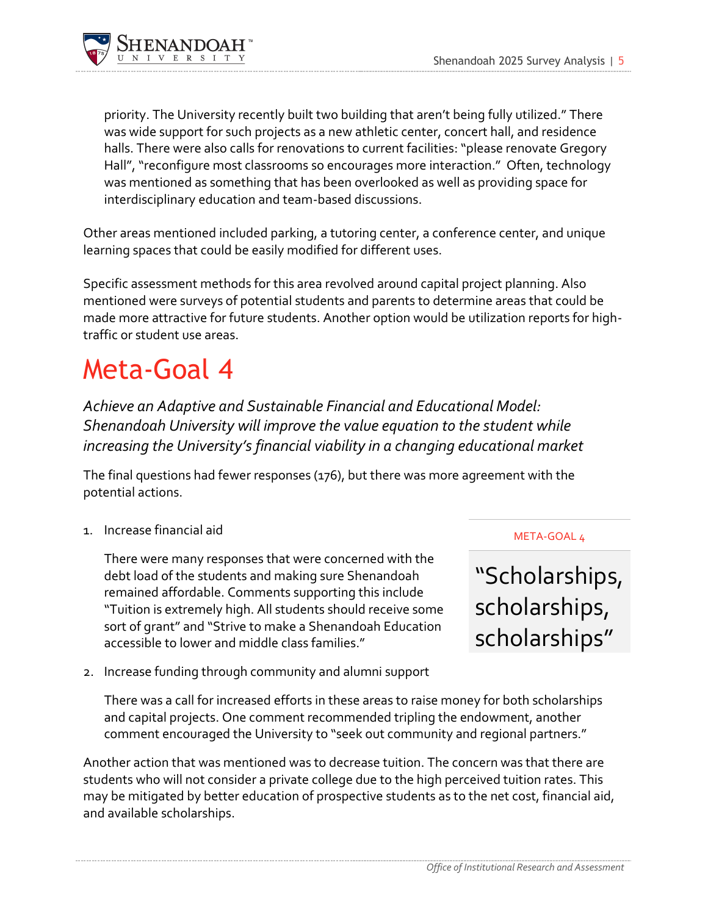priority. The University recently built two building that aren't being fully utilized." There was wide support for such projects as a new athletic center, concert hall, and residence halls. There were also calls for renovations to current facilities: "please renovate Gregory Hall", "reconfigure most classrooms so encourages more interaction." Often, technology was mentioned as something that has been overlooked as well as providing space for interdisciplinary education and team-based discussions.

Other areas mentioned included parking, a tutoring center, a conference center, and unique learning spaces that could be easily modified for different uses.

Specific assessment methods for this area revolved around capital project planning. Also mentioned were surveys of potential students and parents to determine areas that could be made more attractive for future students. Another option would be utilization reports for high-traffic or student use areas.

# Meta-Goal 4

*Achieve an Adaptive and Sustainable Financial and Educational Model: Shenandoah University will improve the value equation to the student while increasing the University's financial viability in a changing educational market*

The final questions had fewer responses (176), but there was more agreement with the potential actions.

1. Increase financial aid

   There were many responses that were concerned with the debt load of the students and making sure Shenandoah remained affordable. Comments supporting this include "Tuition is extremely high. All students should receive some sort of grant" and "Strive to make a Shenandoah Education accessible to lower and middle class families."

> META-GOAL 4
>
> "Scholarships, scholarships, scholarships"

2. Increase funding through community and alumni support

   There was a call for increased efforts in these areas to raise money for both scholarships and capital projects. One comment recommended tripling the endowment, another comment encouraged the University to "seek out community and regional partners."

Another action that was mentioned was to decrease tuition. The concern was that there are students who will not consider a private college due to the high perceived tuition rates. This may be mitigated by better education of prospective students as to the net cost, financial aid, and available scholarships.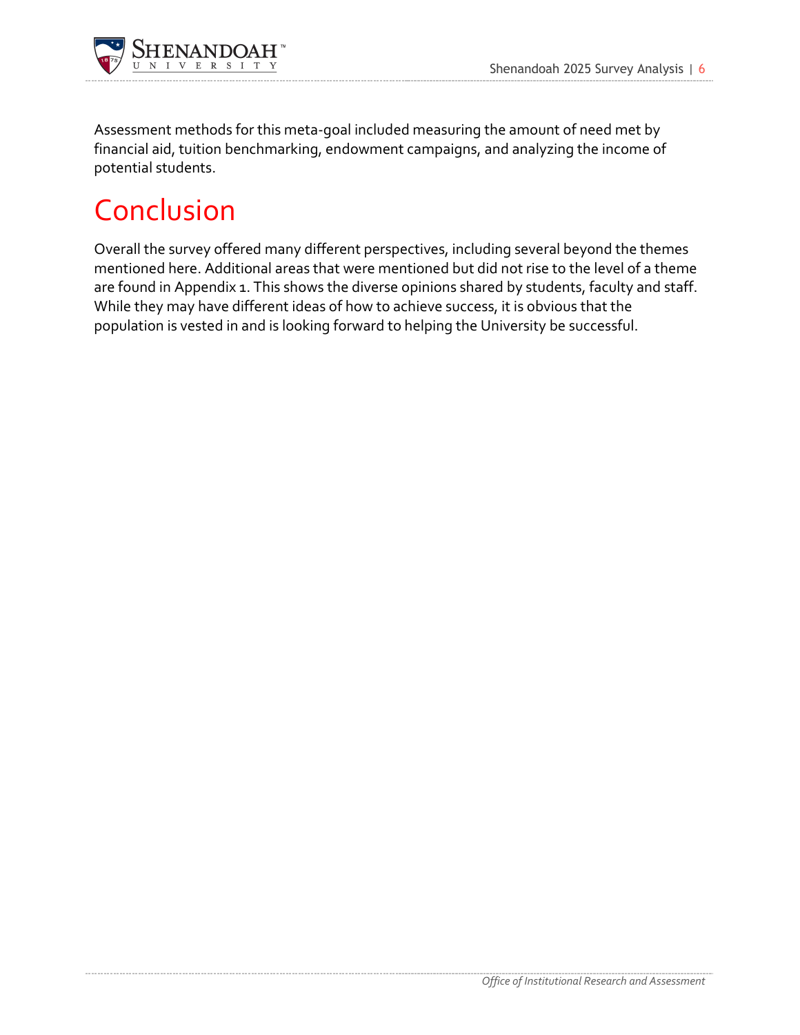Assessment methods for this meta-goal included measuring the amount of need met by financial aid, tuition benchmarking, endowment campaigns, and analyzing the income of potential students.

# Conclusion

Overall the survey offered many different perspectives, including several beyond the themes mentioned here. Additional areas that were mentioned but did not rise to the level of a theme are found in Appendix 1. This shows the diverse opinions shared by students, faculty and staff. While they may have different ideas of how to achieve success, it is obvious that the population is vested in and is looking forward to helping the University be successful.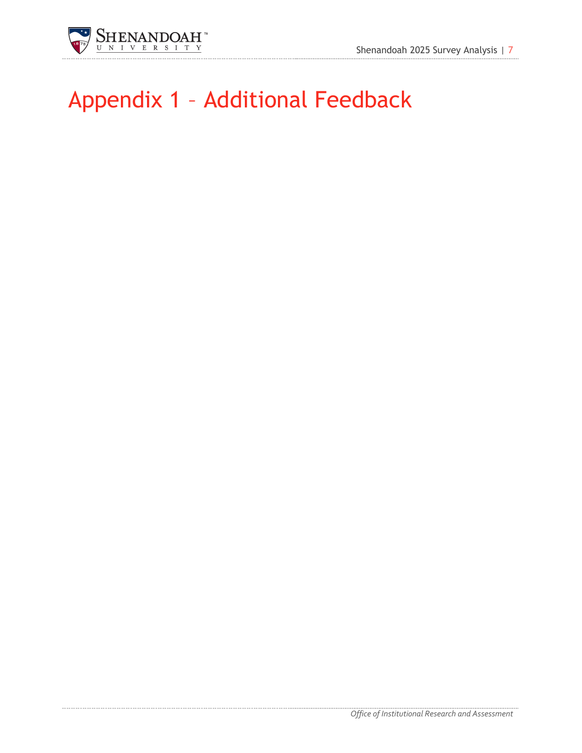# Appendix 1 – Additional Feedback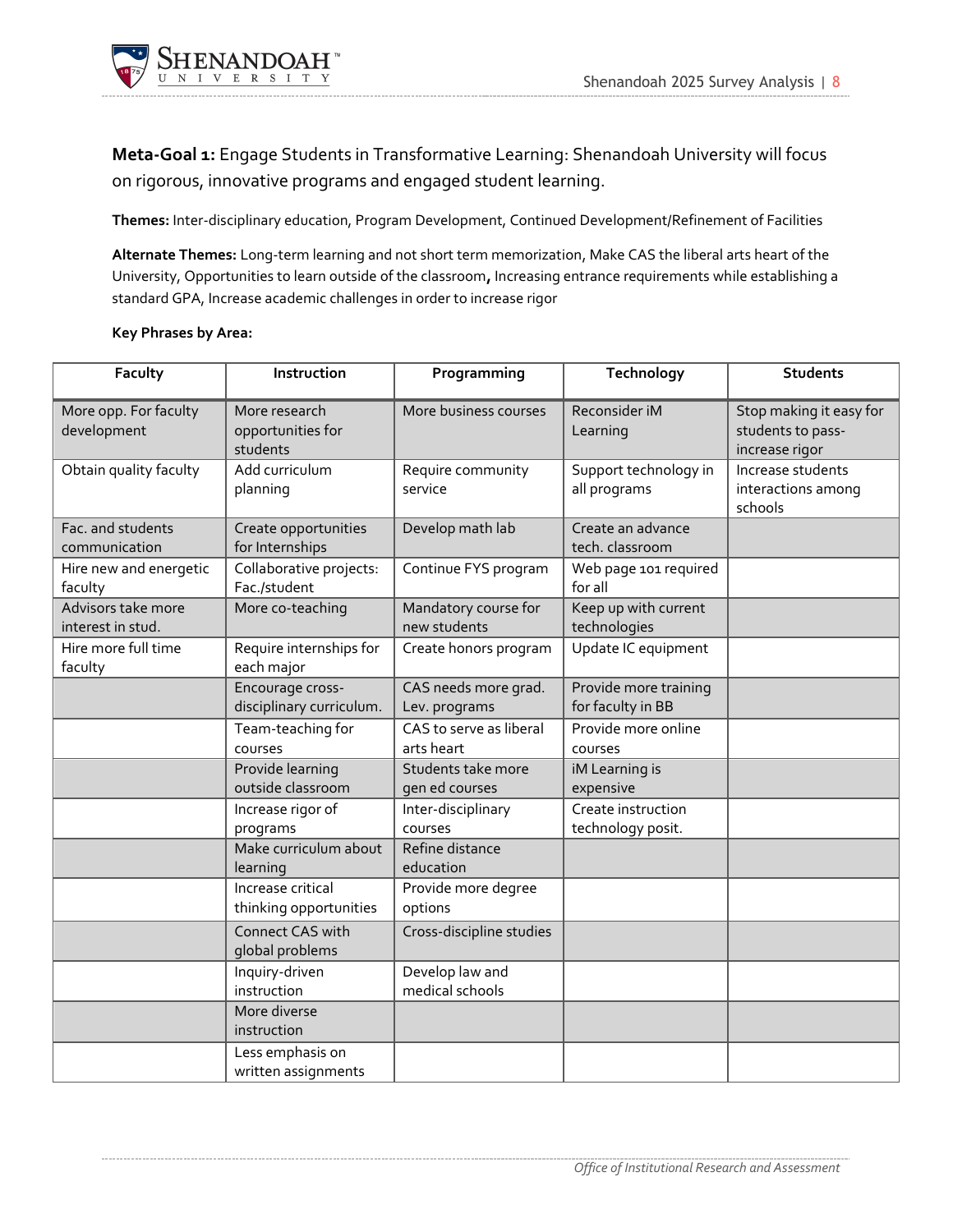**Meta-Goal 1:** Engage Students in Transformative Learning: Shenandoah University will focus on rigorous, innovative programs and engaged student learning.

**Themes:** Inter-disciplinary education, Program Development, Continued Development/Refinement of Facilities

**Alternate Themes:** Long-term learning and not short term memorization, Make CAS the liberal arts heart of the University, Opportunities to learn outside of the classroom**,** Increasing entrance requirements while establishing a standard GPA, Increase academic challenges in order to increase rigor

**Key Phrases by Area:**

| Faculty | Instruction | Programming | Technology | Students |
|---|---|---|---|---|
| More opp. For faculty development | More research opportunities for students | More business courses | Reconsider iM Learning | Stop making it easy for students to pass- increase rigor |
| Obtain quality faculty | Add curriculum planning | Require community service | Support technology in all programs | Increase students interactions among schools |
| Fac. and students communication | Create opportunities for Internships | Develop math lab | Create an advance tech. classroom | |
| Hire new and energetic faculty | Collaborative projects: Fac./student | Continue FYS program | Web page 101 required for all | |
| Advisors take more interest in stud. | More co-teaching | Mandatory course for new students | Keep up with current technologies | |
| Hire more full time faculty | Require internships for each major | Create honors program | Update IC equipment | |
| | Encourage cross-disciplinary curriculum. | CAS needs more grad. Lev. programs | Provide more training for faculty in BB | |
| | Team-teaching for courses | CAS to serve as liberal arts heart | Provide more online courses | |
| | Provide learning outside classroom | Students take more gen ed courses | iM Learning is expensive | |
| | Increase rigor of programs | Inter-disciplinary courses | Create instruction technology posit. | |
| | Make curriculum about learning | Refine distance education | | |
| | Increase critical thinking opportunities | Provide more degree options | | |
| | Connect CAS with global problems | Cross-discipline studies | | |
| | Inquiry-driven instruction | Develop law and medical schools | | |
| | More diverse instruction | | | |
| | Less emphasis on written assignments | | | |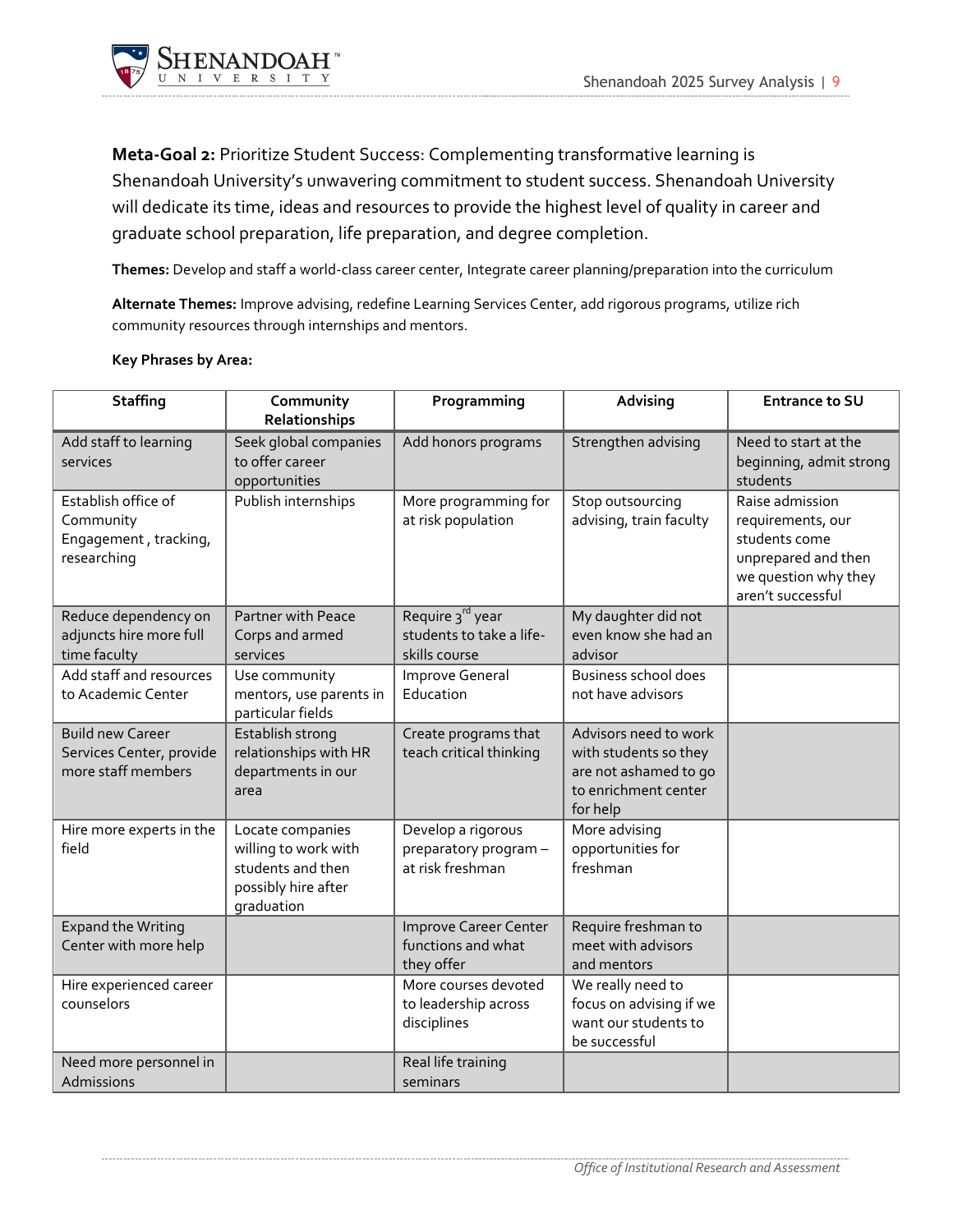**Meta-Goal 2:** Prioritize Student Success: Complementing transformative learning is Shenandoah University's unwavering commitment to student success. Shenandoah University will dedicate its time, ideas and resources to provide the highest level of quality in career and graduate school preparation, life preparation, and degree completion.

**Themes:** Develop and staff a world-class career center, Integrate career planning/preparation into the curriculum

**Alternate Themes:** Improve advising, redefine Learning Services Center, add rigorous programs, utilize rich community resources through internships and mentors.

**Key Phrases by Area:**

| Staffing | Community Relationships | Programming | Advising | Entrance to SU |
|---|---|---|---|---|
| Add staff to learning services | Seek global companies to offer career opportunities | Add honors programs | Strengthen advising | Need to start at the beginning, admit strong students |
| Establish office of Community Engagement , tracking, researching | Publish internships | More programming for at risk population | Stop outsourcing advising, train faculty | Raise admission requirements, our students come unprepared and then we question why they aren't successful |
| Reduce dependency on adjuncts hire more full time faculty | Partner with Peace Corps and armed services | Require 3rd year students to take a life-skills course | My daughter did not even know she had an advisor | |
| Add staff and resources to Academic Center | Use community mentors, use parents in particular fields | Improve General Education | Business school does not have advisors | |
| Build new Career Services Center, provide more staff members | Establish strong relationships with HR departments in our area | Create programs that teach critical thinking | Advisors need to work with students so they are not ashamed to go to enrichment center for help | |
| Hire more experts in the field | Locate companies willing to work with students and then possibly hire after graduation | Develop a rigorous preparatory program – at risk freshman | More advising opportunities for freshman | |
| Expand the Writing Center with more help | | Improve Career Center functions and what they offer | Require freshman to meet with advisors and mentors | |
| Hire experienced career counselors | | More courses devoted to leadership across disciplines | We really need to focus on advising if we want our students to be successful | |
| Need more personnel in Admissions | | Real life training seminars | | |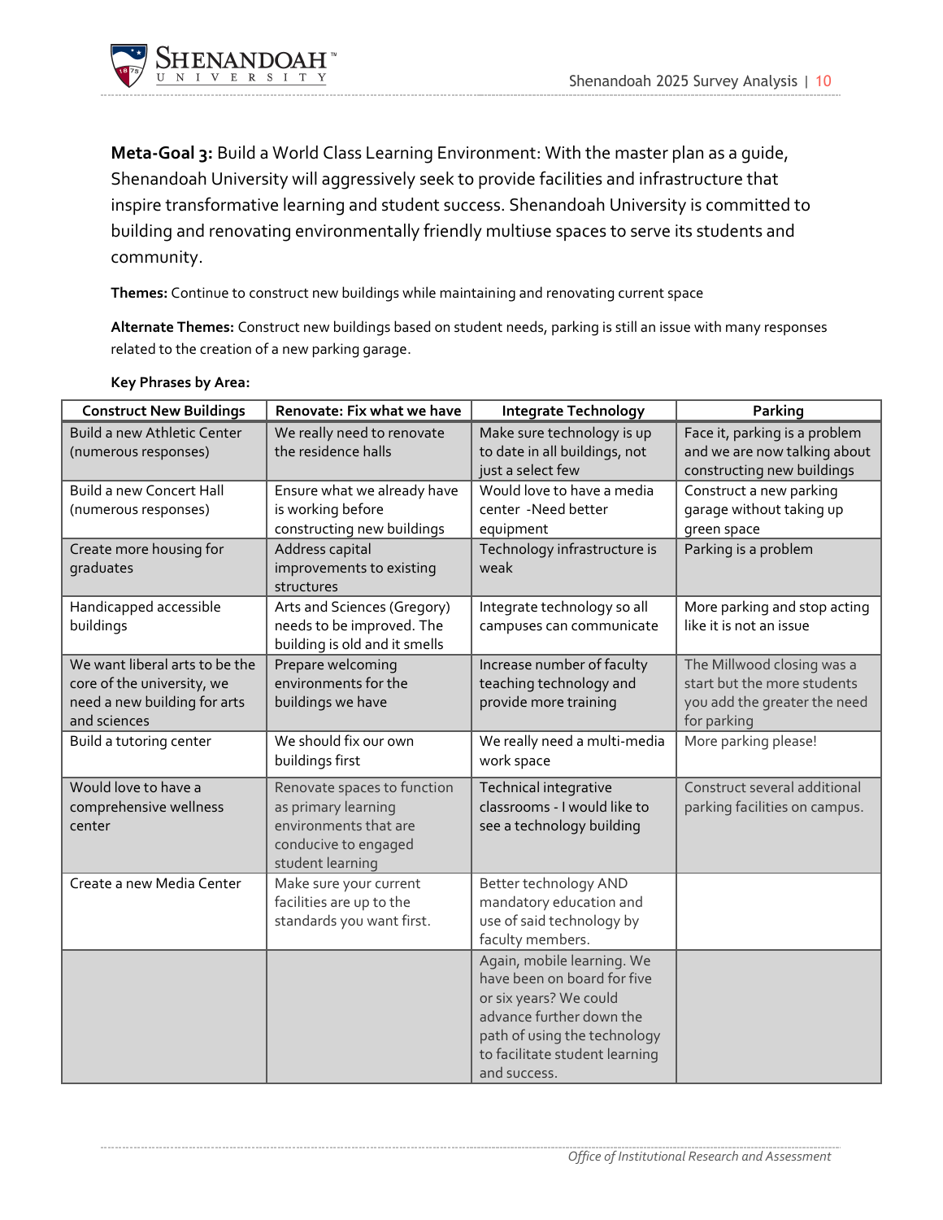**Meta-Goal 3:** Build a World Class Learning Environment: With the master plan as a guide, Shenandoah University will aggressively seek to provide facilities and infrastructure that inspire transformative learning and student success. Shenandoah University is committed to building and renovating environmentally friendly multiuse spaces to serve its students and community.

**Themes:** Continue to construct new buildings while maintaining and renovating current space

**Alternate Themes:** Construct new buildings based on student needs, parking is still an issue with many responses related to the creation of a new parking garage.

**Key Phrases by Area:**

| Construct New Buildings | Renovate: Fix what we have | Integrate Technology | Parking |
|---|---|---|---|
| Build a new Athletic Center (numerous responses) | We really need to renovate the residence halls | Make sure technology is up to date in all buildings, not just a select few | Face it, parking is a problem and we are now talking about constructing new buildings |
| Build a new Concert Hall (numerous responses) | Ensure what we already have is working before constructing new buildings | Would love to have a media center -Need better equipment | Construct a new parking garage without taking up green space |
| Create more housing for graduates | Address capital improvements to existing structures | Technology infrastructure is weak | Parking is a problem |
| Handicapped accessible buildings | Arts and Sciences (Gregory) needs to be improved. The building is old and it smells | Integrate technology so all campuses can communicate | More parking and stop acting like it is not an issue |
| We want liberal arts to be the core of the university, we need a new building for arts and sciences | Prepare welcoming environments for the buildings we have | Increase number of faculty teaching technology and provide more training | The Millwood closing was a start but the more students you add the greater the need for parking |
| Build a tutoring center | We should fix our own buildings first | We really need a multi-media work space | More parking please! |
| Would love to have a comprehensive wellness center | Renovate spaces to function as primary learning environments that are conducive to engaged student learning | Technical integrative classrooms - I would like to see a technology building | Construct several additional parking facilities on campus. |
| Create a new Media Center | Make sure your current facilities are up to the standards you want first. | Better technology AND mandatory education and use of said technology by faculty members. | |
| | | Again, mobile learning. We have been on board for five or six years? We could advance further down the path of using the technology to facilitate student learning and success. | |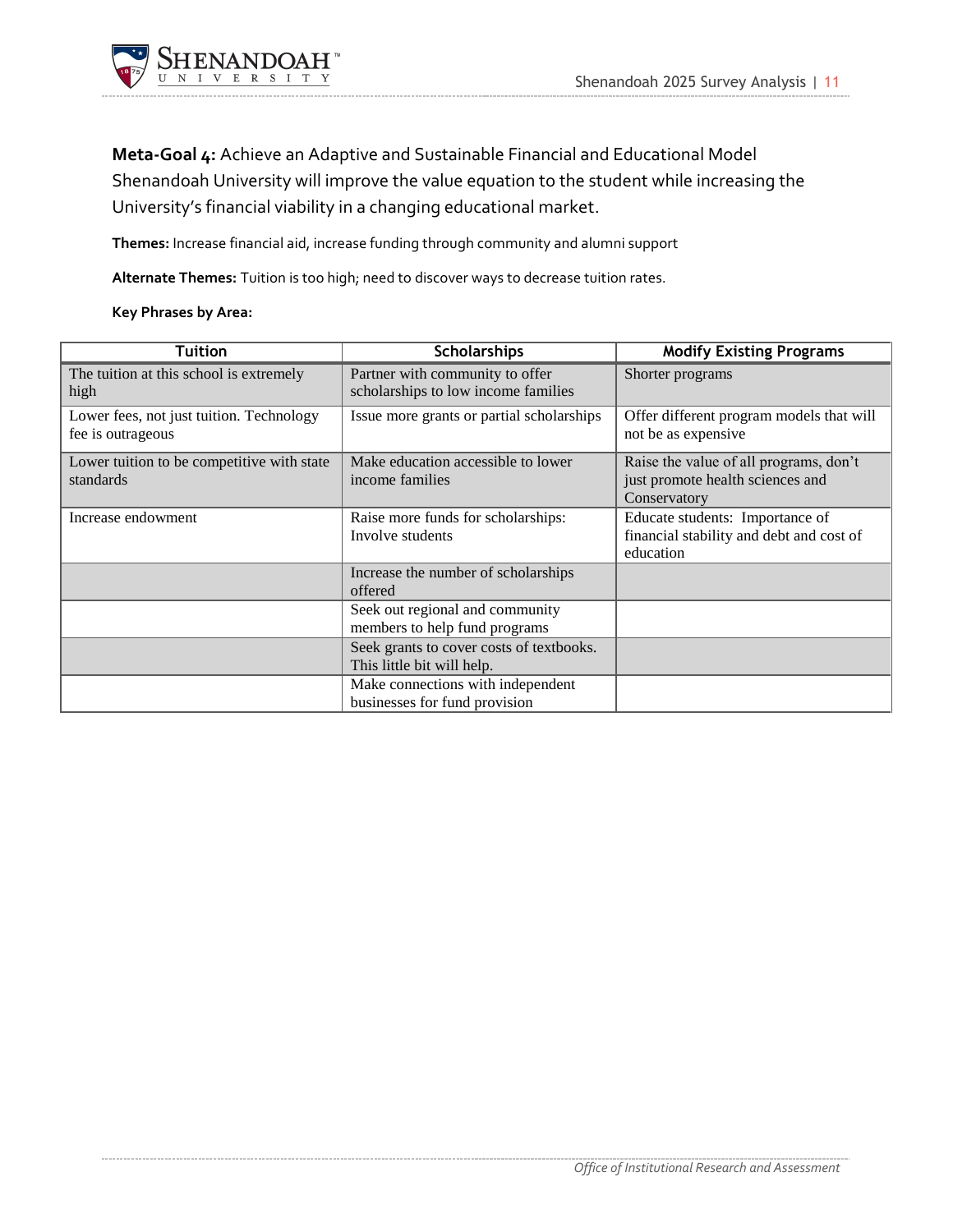**Meta-Goal 4:** Achieve an Adaptive and Sustainable Financial and Educational Model
Shenandoah University will improve the value equation to the student while increasing the University's financial viability in a changing educational market.

**Themes:** Increase financial aid, increase funding through community and alumni support

**Alternate Themes:** Tuition is too high; need to discover ways to decrease tuition rates.

**Key Phrases by Area:**

| Tuition | Scholarships | Modify Existing Programs |
|---|---|---|
| The tuition at this school is extremely high | Partner with community to offer scholarships to low income families | Shorter programs |
| Lower fees, not just tuition. Technology fee is outrageous | Issue more grants or partial scholarships | Offer different program models that will not be as expensive |
| Lower tuition to be competitive with state standards | Make education accessible to lower income families | Raise the value of all programs, don't just promote health sciences and Conservatory |
| Increase endowment | Raise more funds for scholarships: Involve students | Educate students: Importance of financial stability and debt and cost of education |
| | Increase the number of scholarships offered | |
| | Seek out regional and community members to help fund programs | |
| | Seek grants to cover costs of textbooks. This little bit will help. | |
| | Make connections with independent businesses for fund provision | |